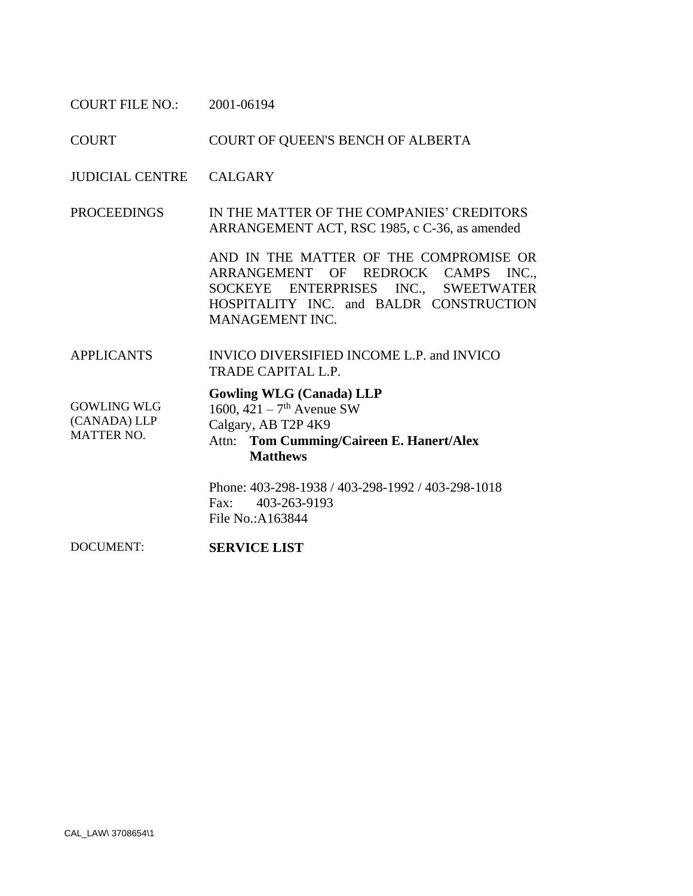| | |
|---|---|
| COURT FILE NO.: | 2001-06194 |
| COURT | COURT OF QUEEN'S BENCH OF ALBERTA |
| JUDICIAL CENTRE | CALGARY |
| PROCEEDINGS | IN THE MATTER OF THE COMPANIES' CREDITORS ARRANGEMENT ACT, RSC 1985, c C-36, as amended<br><br>AND IN THE MATTER OF THE COMPROMISE OR ARRANGEMENT OF REDROCK CAMPS INC., SOCKEYE ENTERPRISES INC., SWEETWATER HOSPITALITY INC. and BALDR CONSTRUCTION MANAGEMENT INC. |
| APPLICANTS | INVICO DIVERSIFIED INCOME L.P. and INVICO TRADE CAPITAL L.P. |
| GOWLING WLG (CANADA) LLP MATTER NO. | **Gowling WLG (Canada) LLP**<br>1600, 421 – 7th Avenue SW<br>Calgary, AB T2P 4K9<br>Attn: **Tom Cumming/Caireen E. Hanert/Alex Matthews**<br><br>Phone: 403-298-1938 / 403-298-1992 / 403-298-1018<br>Fax: 403-263-9193<br>File No.:A163844 |
| DOCUMENT: | **SERVICE LIST** |

CAL_LAW\ 3708654\1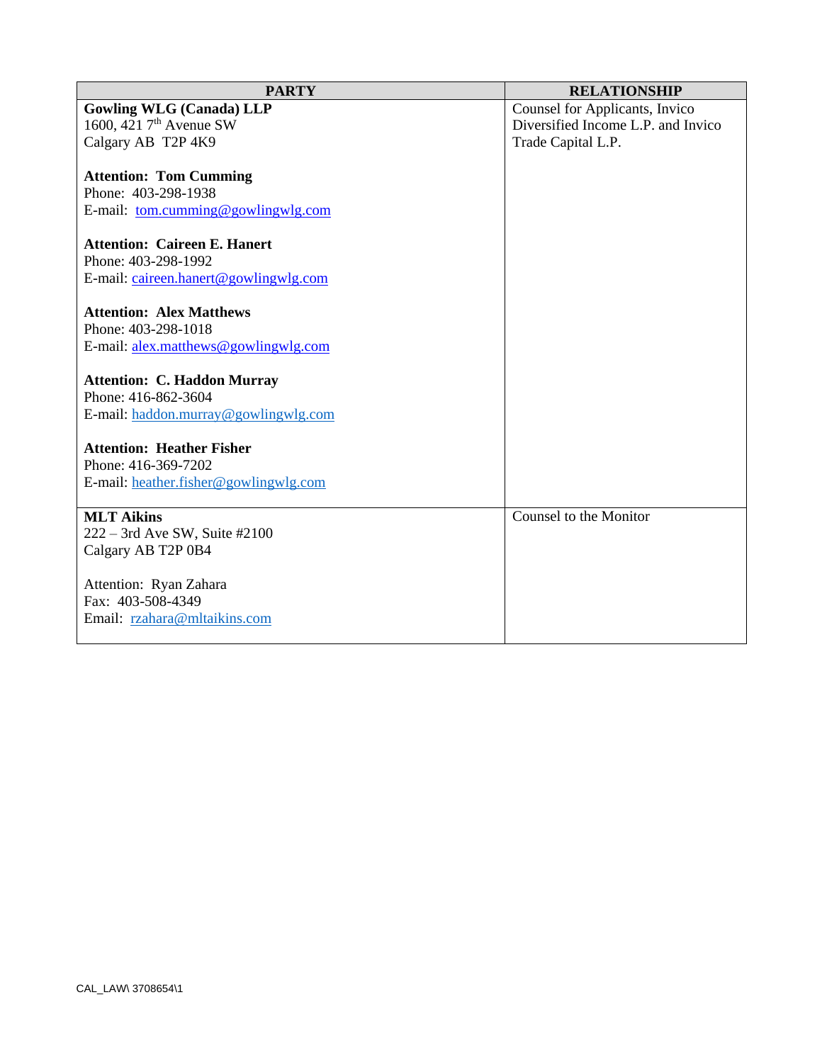| PARTY | RELATIONSHIP |
| --- | --- |
| **Gowling WLG (Canada) LLP**<br>1600, 421 7th Avenue SW<br>Calgary AB T2P 4K9<br><br>**Attention: Tom Cumming**<br>Phone: 403-298-1938<br>E-mail: tom.cumming@gowlingwlg.com<br><br>**Attention: Caireen E. Hanert**<br>Phone: 403-298-1992<br>E-mail: caireen.hanert@gowlingwlg.com<br><br>**Attention: Alex Matthews**<br>Phone: 403-298-1018<br>E-mail: alex.matthews@gowlingwlg.com<br><br>**Attention: C. Haddon Murray**<br>Phone: 416-862-3604<br>E-mail: haddon.murray@gowlingwlg.com<br><br>**Attention: Heather Fisher**<br>Phone: 416-369-7202<br>E-mail: heather.fisher@gowlingwlg.com | Counsel for Applicants, Invico Diversified Income L.P. and Invico Trade Capital L.P. |
| **MLT Aikins**<br>222 – 3rd Ave SW, Suite #2100<br>Calgary AB T2P 0B4<br><br>Attention: Ryan Zahara<br>Fax: 403-508-4349<br>Email: rzahara@mltaikins.com | Counsel to the Monitor |

CAL_LAW\ 3708654\1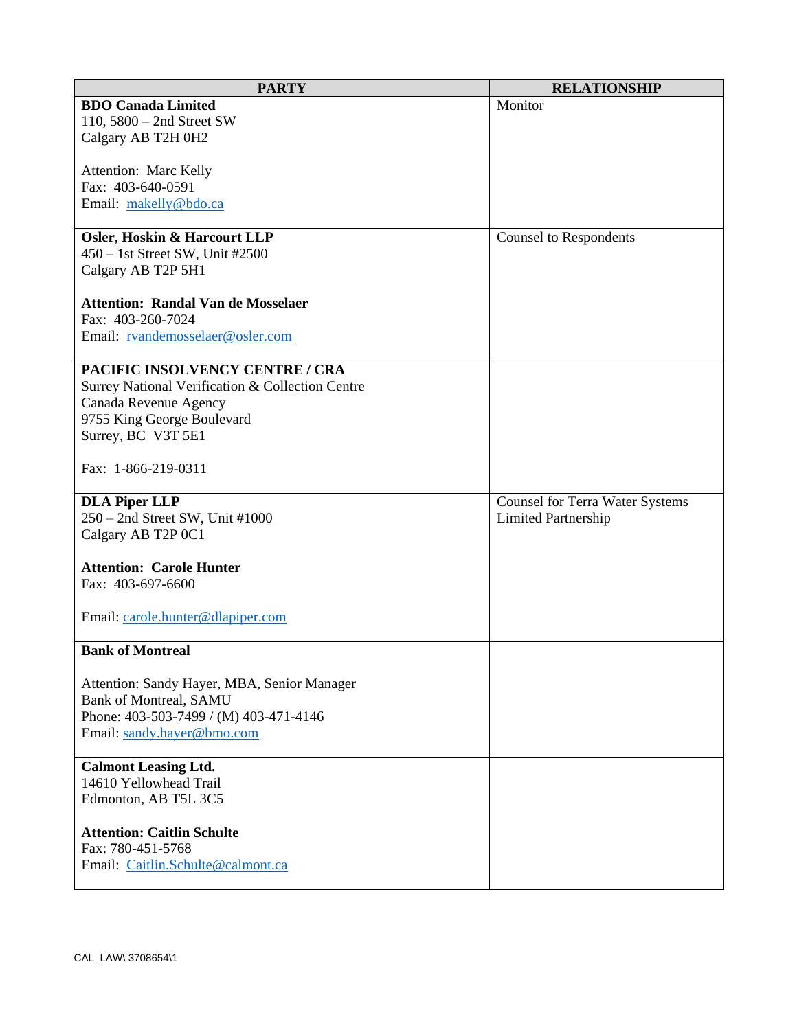| PARTY | RELATIONSHIP |
|---|---|
| **BDO Canada Limited**<br>110, 5800 – 2nd Street SW<br>Calgary AB T2H 0H2<br><br>Attention: Marc Kelly<br>Fax: 403-640-0591<br>Email: makelly@bdo.ca | Monitor |
| **Osler, Hoskin & Harcourt LLP**<br>450 – 1st Street SW, Unit #2500<br>Calgary AB T2P 5H1<br><br>**Attention: Randal Van de Mosselaer**<br>Fax: 403-260-7024<br>Email: rvandemosselaer@osler.com | Counsel to Respondents |
| **PACIFIC INSOLVENCY CENTRE / CRA**<br>Surrey National Verification & Collection Centre<br>Canada Revenue Agency<br>9755 King George Boulevard<br>Surrey, BC V3T 5E1<br><br>Fax: 1-866-219-0311 | |
| **DLA Piper LLP**<br>250 – 2nd Street SW, Unit #1000<br>Calgary AB T2P 0C1<br><br>**Attention: Carole Hunter**<br>Fax: 403-697-6600<br><br>Email: carole.hunter@dlapiper.com | Counsel for Terra Water Systems Limited Partnership |
| **Bank of Montreal**<br><br>Attention: Sandy Hayer, MBA, Senior Manager<br>Bank of Montreal, SAMU<br>Phone: 403-503-7499 / (M) 403-471-4146<br>Email: sandy.hayer@bmo.com | |
| **Calmont Leasing Ltd.**<br>14610 Yellowhead Trail<br>Edmonton, AB T5L 3C5<br><br>**Attention: Caitlin Schulte**<br>Fax: 780-451-5768<br>Email: Caitlin.Schulte@calmont.ca | |

CAL_LAW\ 3708654\1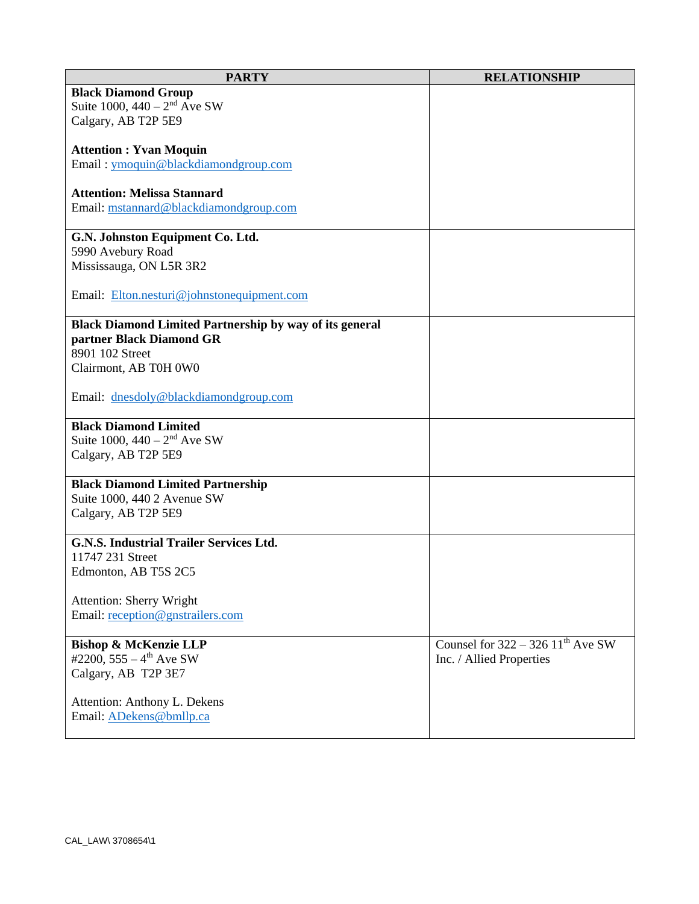| PARTY | RELATIONSHIP |
|---|---|
| **Black Diamond Group**<br>Suite 1000, 440 – 2nd Ave SW<br>Calgary, AB T2P 5E9<br><br>**Attention : Yvan Moquin**<br>Email : ymoquin@blackdiamondgroup.com<br><br>**Attention: Melissa Stannard**<br>Email: mstannard@blackdiamondgroup.com | |
| **G.N. Johnston Equipment Co. Ltd.**<br>5990 Avebury Road<br>Mississauga, ON L5R 3R2<br><br>Email: Elton.nesturi@johnstonequipment.com | |
| **Black Diamond Limited Partnership by way of its general partner Black Diamond GR**<br>8901 102 Street<br>Clairmont, AB T0H 0W0<br><br>Email: dnesdoly@blackdiamondgroup.com | |
| **Black Diamond Limited**<br>Suite 1000, 440 – 2nd Ave SW<br>Calgary, AB T2P 5E9 | |
| **Black Diamond Limited Partnership**<br>Suite 1000, 440 2 Avenue SW<br>Calgary, AB T2P 5E9 | |
| **G.N.S. Industrial Trailer Services Ltd.**<br>11747 231 Street<br>Edmonton, AB T5S 2C5<br><br>Attention: Sherry Wright<br>Email: reception@gnstrailers.com | |
| **Bishop & McKenzie LLP**<br>#2200, 555 – 4th Ave SW<br>Calgary, AB T2P 3E7<br><br>Attention: Anthony L. Dekens<br>Email: ADekens@bmllp.ca | Counsel for 322 – 326 11th Ave SW Inc. / Allied Properties |

CAL_LAW\ 3708654\1